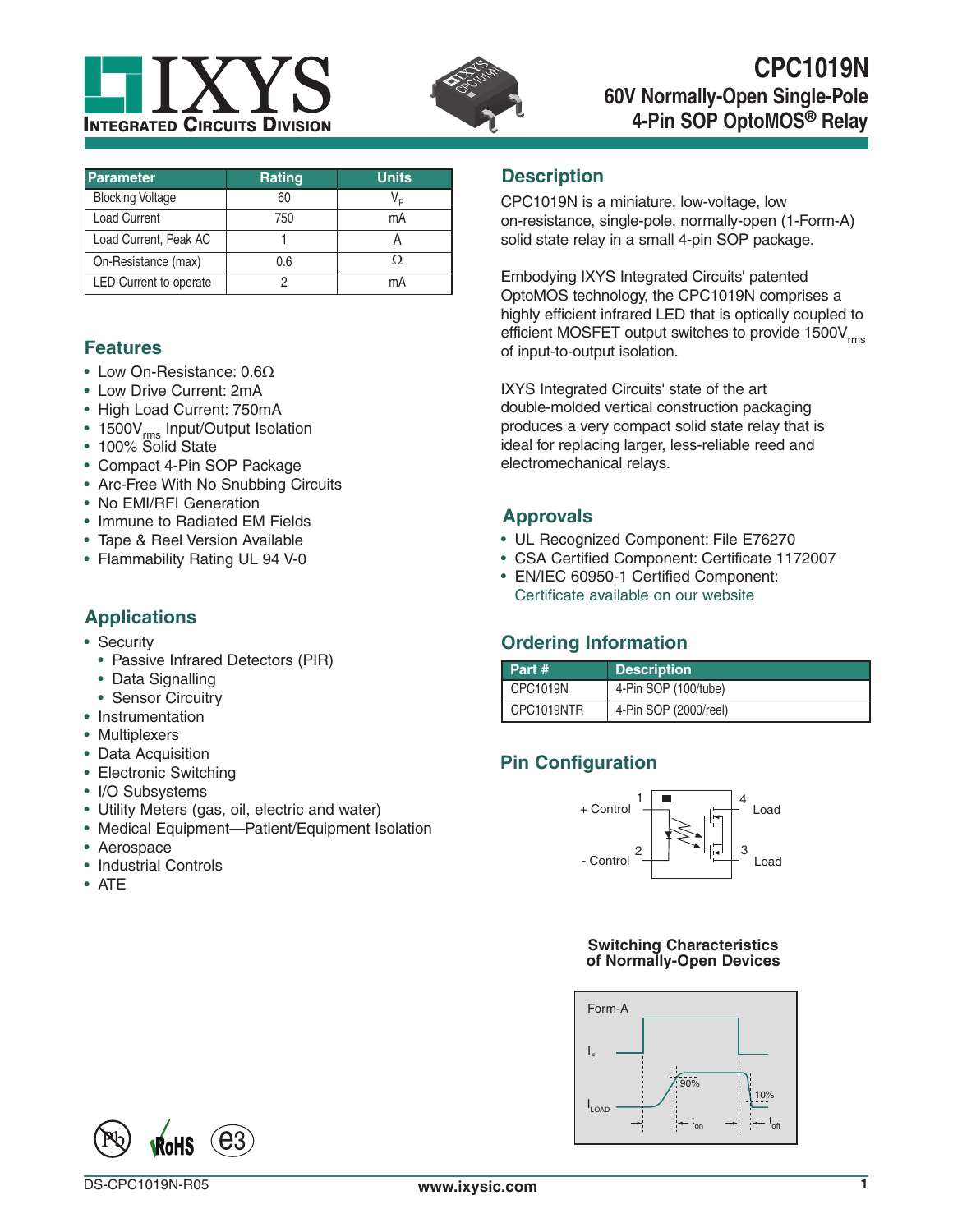# CPC1019N

## 60V Normally-Open Single-Pole 4-Pin SOP OptoMOS® Relay

| Parameter | Rating | Units |
|---|---|---|
| Blocking Voltage | 60 | $V_P$ |
| Load Current | 750 | mA |
| Load Current, Peak AC | 1 | A |
| On-Resistance (max) | 0.6 | Ω |
| LED Current to operate | 2 | mA |

## Features

- Low On-Resistance: 0.6Ω
- Low Drive Current: 2mA
- High Load Current: 750mA
- 1500$V_{rms}$ Input/Output Isolation
- 100% Solid State
- Compact 4-Pin SOP Package
- Arc-Free With No Snubbing Circuits
- No EMI/RFI Generation
- Immune to Radiated EM Fields
- Tape & Reel Version Available
- Flammability Rating UL 94 V-0

## Applications

- Security
  - Passive Infrared Detectors (PIR)
  - Data Signalling
  - Sensor Circuitry
- Instrumentation
- Multiplexers
- Data Acquisition
- Electronic Switching
- I/O Subsystems
- Utility Meters (gas, oil, electric and water)
- Medical Equipment—Patient/Equipment Isolation
- Aerospace
- Industrial Controls
- ATE

## Description

CPC1019N is a miniature, low-voltage, low on-resistance, single-pole, normally-open (1-Form-A) solid state relay in a small 4-pin SOP package.

Embodying IXYS Integrated Circuits' patented OptoMOS technology, the CPC1019N comprises a highly efficient infrared LED that is optically coupled to efficient MOSFET output switches to provide 1500$V_{rms}$ of input-to-output isolation.

IXYS Integrated Circuits' state of the art double-molded vertical construction packaging produces a very compact solid state relay that is ideal for replacing larger, less-reliable reed and electromechanical relays.

## Approvals

- UL Recognized Component: File E76270
- CSA Certified Component: Certificate 1172007
- EN/IEC 60950-1 Certified Component: Certificate available on our website

## Ordering Information

| Part # | Description |
|---|---|
| CPC1019N | 4-Pin SOP (100/tube) |
| CPC1019NTR | 4-Pin SOP (2000/reel) |

## Pin Configuration

1 + Control
2 - Control
3 Load
4 Load

### Switching Characteristics of Normally-Open Devices

Form-A

$I_F$, $I_{LOAD}$, 90%, 10%, $t_{on}$, $t_{off}$

DS-CPC1019N-R05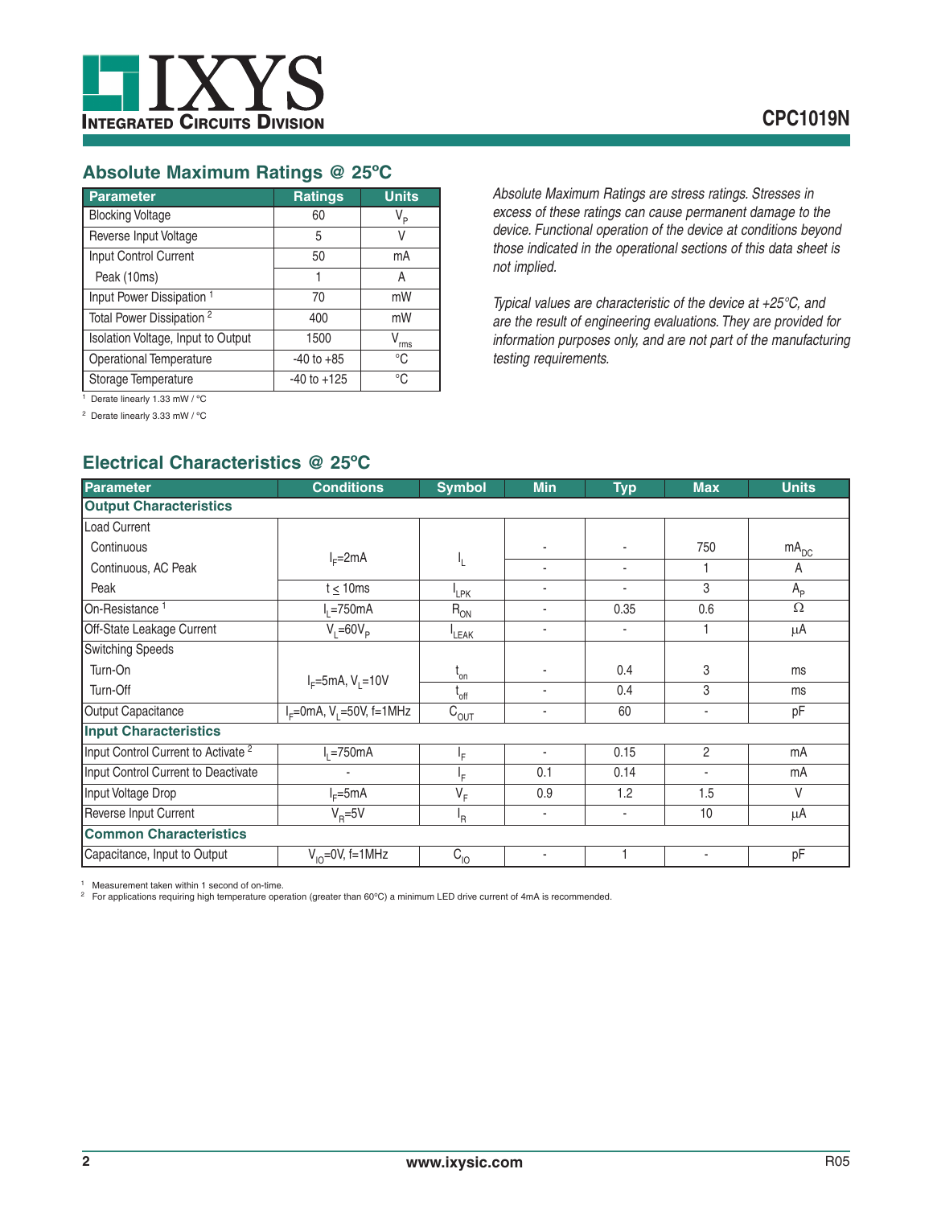## Absolute Maximum Ratings @ 25ºC

| Parameter | Ratings | Units |
|---|---|---|
| Blocking Voltage | 60 | $V_P$ |
| Reverse Input Voltage | 5 | V |
| Input Control Current | 50 | mA |
| Peak (10ms) | 1 | A |
| Input Power Dissipation [1] | 70 | mW |
| Total Power Dissipation [2] | 400 | mW |
| Isolation Voltage, Input to Output | 1500 | $V_{rms}$ |
| Operational Temperature | -40 to +85 | °C |
| Storage Temperature | -40 to +125 | °C |

[1] Derate linearly 1.33 mW / °C

[2] Derate linearly 3.33 mW / °C

*Absolute Maximum Ratings are stress ratings. Stresses in excess of these ratings can cause permanent damage to the device. Functional operation of the device at conditions beyond those indicated in the operational sections of this data sheet is not implied.*

*Typical values are characteristic of the device at +25°C, and are the result of engineering evaluations. They are provided for information purposes only, and are not part of the manufacturing testing requirements.*

## Electrical Characteristics @ 25ºC

| Parameter | Conditions | Symbol | Min | Typ | Max | Units |
|---|---|---|---|---|---|---|
| **Output Characteristics** | | | | | | |
| Load Current | | | | | | |
| Continuous | $I_F$=2mA | $I_L$ | - | - | 750 | $mA_{DC}$ |
| Continuous, AC Peak | | | - | - | 1 | A |
| Peak | t ≤ 10ms | $I_{LPK}$ | - | - | 3 | $A_P$ |
| On-Resistance [1] | $I_L$=750mA | $R_{ON}$ | - | 0.35 | 0.6 | Ω |
| Off-State Leakage Current | $V_L$=60$V_P$ | $I_{LEAK}$ | - | - | 1 | µA |
| Switching Speeds | | | | | | |
| Turn-On | $I_F$=5mA, $V_L$=10V | $t_{on}$ | - | 0.4 | 3 | ms |
| Turn-Off | | $t_{off}$ | - | 0.4 | 3 | ms |
| Output Capacitance | $I_F$=0mA, $V_L$=50V, f=1MHz | $C_{OUT}$ | - | 60 | - | pF |
| **Input Characteristics** | | | | | | |
| Input Control Current to Activate [2] | $I_L$=750mA | $I_F$ | - | 0.15 | 2 | mA |
| Input Control Current to Deactivate | - | $I_F$ | 0.1 | 0.14 | - | mA |
| Input Voltage Drop | $I_F$=5mA | $V_F$ | 0.9 | 1.2 | 1.5 | V |
| Reverse Input Current | $V_R$=5V | $I_R$ | - | - | 10 | µA |
| **Common Characteristics** | | | | | | |
| Capacitance, Input to Output | $V_{IO}$=0V, f=1MHz | $C_{IO}$ | - | 1 | - | pF |

[1] Measurement taken within 1 second of on-time.

[2] For applications requiring high temperature operation (greater than 60ºC) a minimum LED drive current of 4mA is recommended.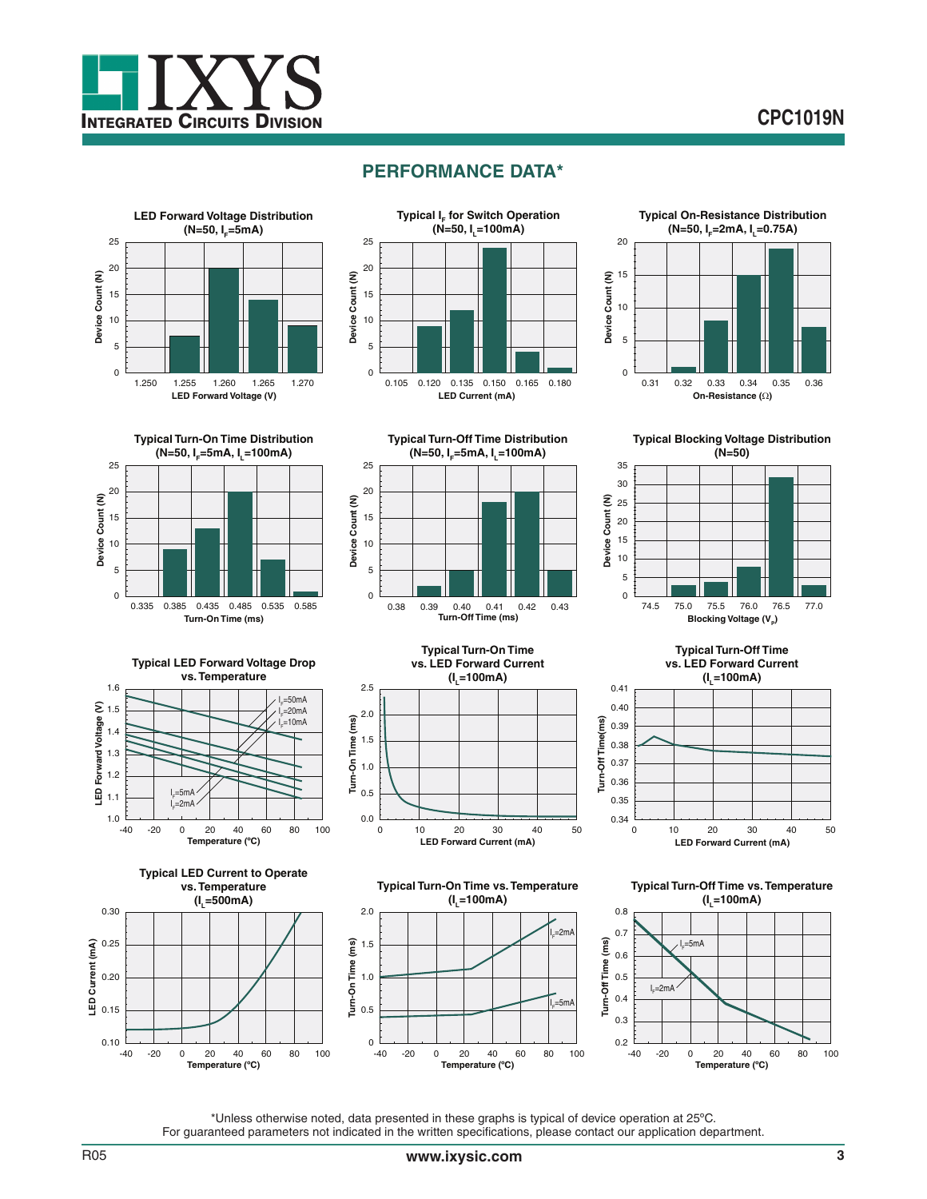## PERFORMANCE DATA*

**LED Forward Voltage Distribution (N=50, $I_F$=5mA)**

**Typical $I_F$ for Switch Operation (N=50, $I_L$=100mA)**

**Typical On-Resistance Distribution (N=50, $I_F$=2mA, $I_L$=0.75A)**

**Typical Turn-On Time Distribution (N=50, $I_F$=5mA, $I_L$=100mA)**

**Typical Turn-Off Time Distribution (N=50, $I_F$=5mA, $I_L$=100mA)**

**Typical Blocking Voltage Distribution (N=50)**

**Typical LED Forward Voltage Drop vs. Temperature**

**Typical Turn-On Time vs. LED Forward Current ($I_L$=100mA)**

**Typical Turn-Off Time vs. LED Forward Current ($I_L$=100mA)**

**Typical LED Current to Operate vs. Temperature ($I_L$=500mA)**

**Typical Turn-On Time vs. Temperature ($I_L$=100mA)**

**Typical Turn-Off Time vs. Temperature ($I_L$=100mA)**

*Unless otherwise noted, data presented in these graphs is typical of device operation at 25ºC.
For guaranteed parameters not indicated in the written specifications, please contact our application department.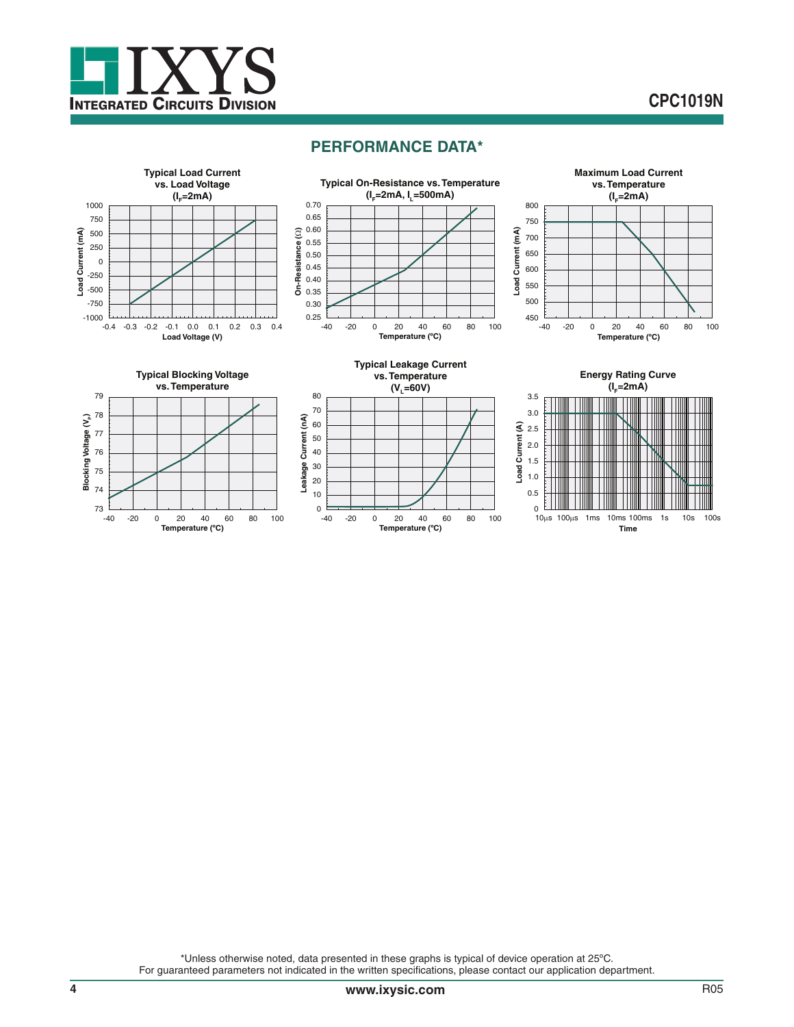## PERFORMANCE DATA*

**Typical Load Current vs. Load Voltage ($I_F$=2mA)**

Load Current (mA) vs. Load Voltage (V)

**Typical On-Resistance vs. Temperature ($I_F$=2mA, $I_L$=500mA)**

On-Resistance (Ω) vs. Temperature (ºC)

**Maximum Load Current vs. Temperature ($I_F$=2mA)**

Load Current (mA) vs. Temperature (ºC)

**Typical Blocking Voltage vs. Temperature**

Blocking Voltage ($V_P$) vs. Temperature (ºC)

**Typical Leakage Current vs. Temperature ($V_L$=60V)**

Leakage Current (nA) vs. Temperature (ºC)

**Energy Rating Curve ($I_F$=2mA)**

Load Current (A) vs. Time

*Unless otherwise noted, data presented in these graphs is typical of device operation at 25ºC.
For guaranteed parameters not indicated in the written specifications, please contact our application department.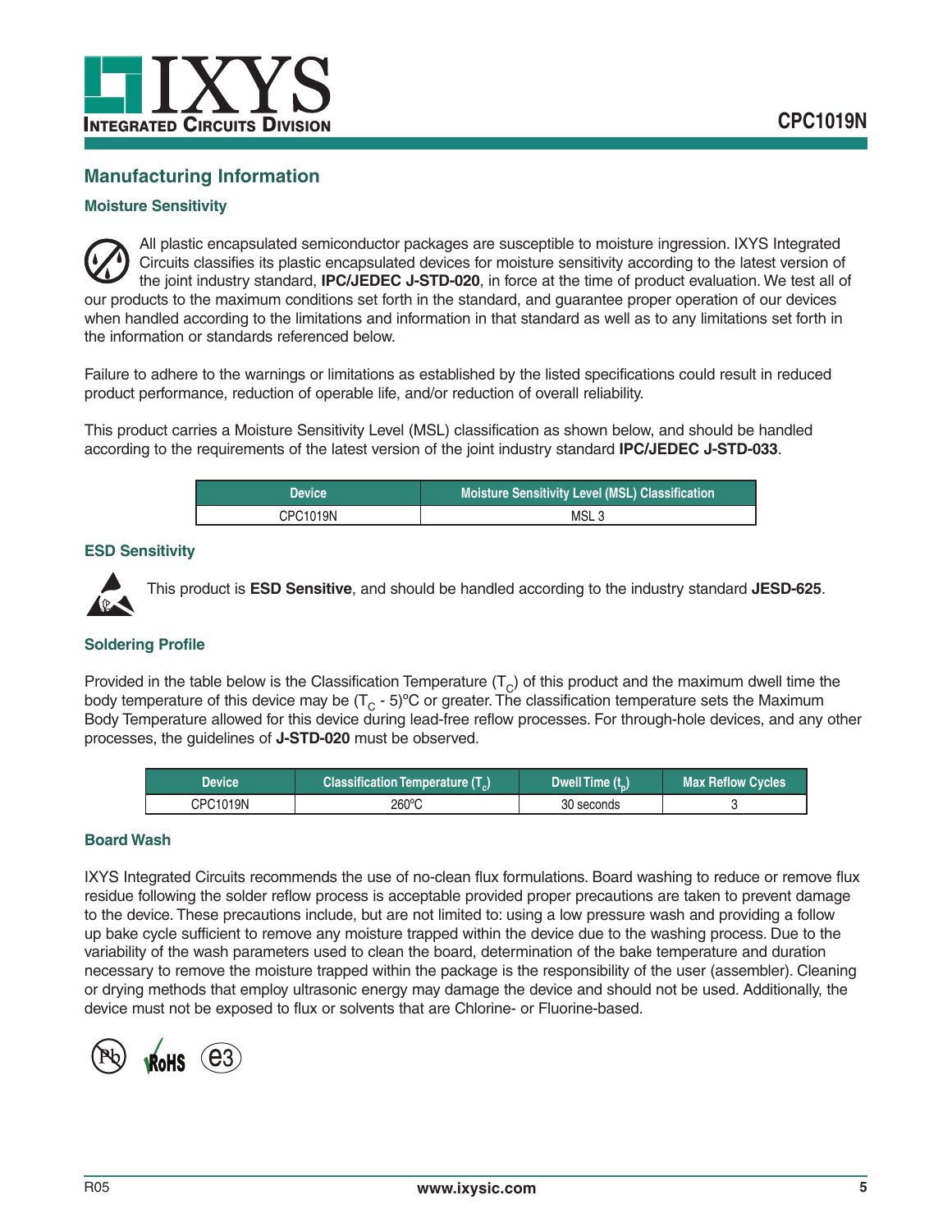## Manufacturing Information

### Moisture Sensitivity

All plastic encapsulated semiconductor packages are susceptible to moisture ingression. IXYS Integrated Circuits classifies its plastic encapsulated devices for moisture sensitivity according to the latest version of the joint industry standard, **IPC/JEDEC J-STD-020**, in force at the time of product evaluation. We test all of our products to the maximum conditions set forth in the standard, and guarantee proper operation of our devices when handled according to the limitations and information in that standard as well as to any limitations set forth in the information or standards referenced below.

Failure to adhere to the warnings or limitations as established by the listed specifications could result in reduced product performance, reduction of operable life, and/or reduction of overall reliability.

This product carries a Moisture Sensitivity Level (MSL) classification as shown below, and should be handled according to the requirements of the latest version of the joint industry standard **IPC/JEDEC J-STD-033**.

| Device | Moisture Sensitivity Level (MSL) Classification |
|---|---|
| CPC1019N | MSL 3 |

### ESD Sensitivity

This product is **ESD Sensitive**, and should be handled according to the industry standard **JESD-625**.

### Soldering Profile

Provided in the table below is the Classification Temperature ($T_C$) of this product and the maximum dwell time the body temperature of this device may be ($T_C$ - 5)ºC or greater. The classification temperature sets the Maximum Body Temperature allowed for this device during lead-free reflow processes. For through-hole devices, and any other processes, the guidelines of **J-STD-020** must be observed.

| Device | Classification Temperature ($T_c$) | Dwell Time ($t_p$) | Max Reflow Cycles |
|---|---|---|---|
| CPC1019N | 260ºC | 30 seconds | 3 |

### Board Wash

IXYS Integrated Circuits recommends the use of no-clean flux formulations. Board washing to reduce or remove flux residue following the solder reflow process is acceptable provided proper precautions are taken to prevent damage to the device. These precautions include, but are not limited to: using a low pressure wash and providing a follow up bake cycle sufficient to remove any moisture trapped within the device due to the washing process. Due to the variability of the wash parameters used to clean the board, determination of the bake temperature and duration necessary to remove the moisture trapped within the package is the responsibility of the user (assembler). Cleaning or drying methods that employ ultrasonic energy may damage the device and should not be used. Additionally, the device must not be exposed to flux or solvents that are Chlorine- or Fluorine-based.

Pb RoHS e3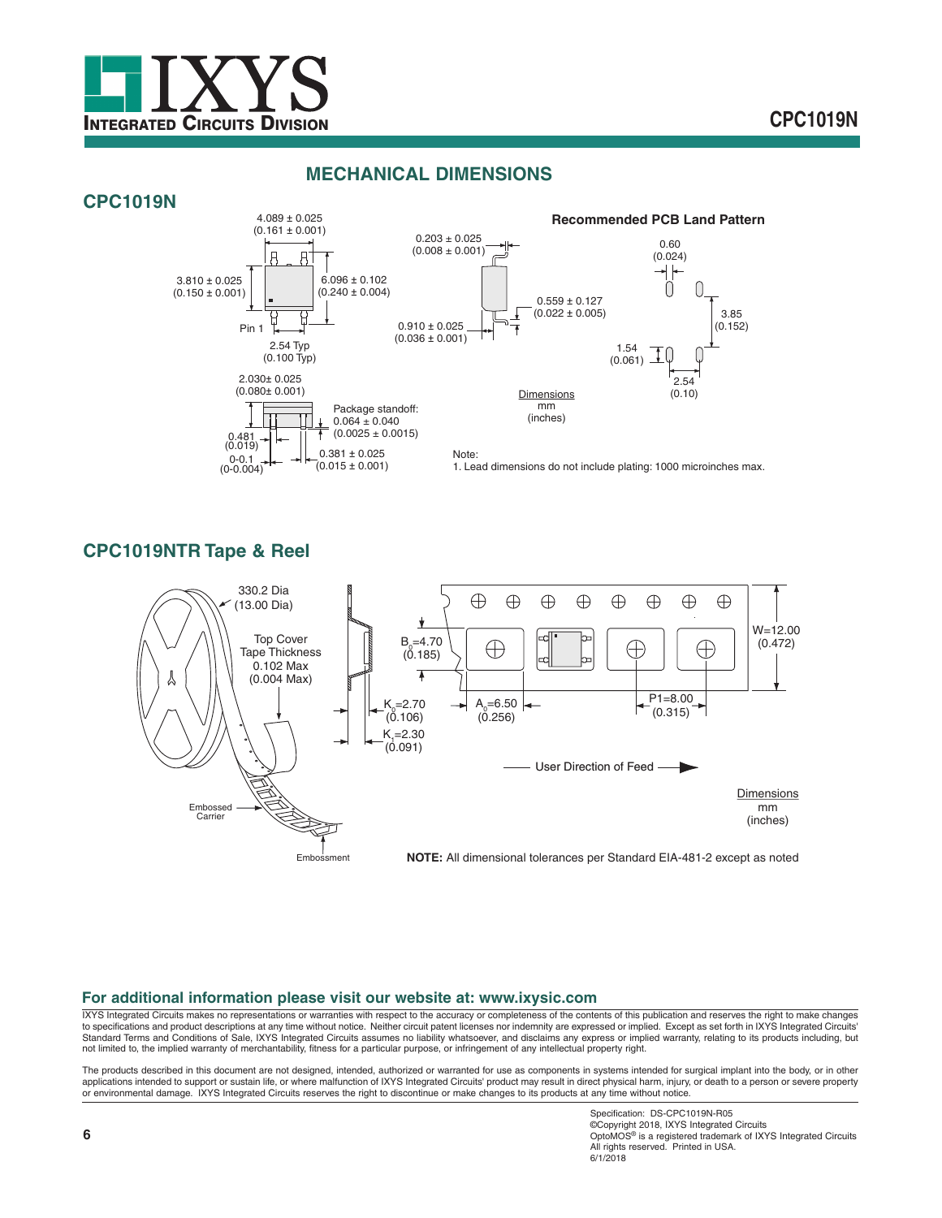# MECHANICAL DIMENSIONS

## CPC1019N

4.089 ± 0.025
(0.161 ± 0.001)

3.810 ± 0.025
(0.150 ± 0.001)

6.096 ± 0.102
(0.240 ± 0.004)

Pin 1

2.54 Typ
(0.100 Typ)

2.030± 0.025
(0.080± 0.001)

Package standoff:
0.064 ± 0.040
(0.0025 ± 0.0015)

0.481
(0.019)

0-0.1
(0-0.004)

0.381 ± 0.025
(0.015 ± 0.001)

0.203 ± 0.025
(0.008 ± 0.001)

0.559 ± 0.127
(0.022 ± 0.005)

0.910 ± 0.025
(0.036 ± 0.001)

**Recommended PCB Land Pattern**

0.60
(0.024)

3.85
(0.152)

1.54
(0.061)

2.54
(0.10)

Dimensions
mm
(inches)

Note:
1. Lead dimensions do not include plating: 1000 microinches max.

## CPC1019NTR Tape & Reel

330.2 Dia
(13.00 Dia)

Top Cover
Tape Thickness
0.102 Max
(0.004 Max)

$B_0$=4.70
(0.185)

$K_0$=2.70
(0.106)

$K_1$=2.30
(0.091)

$A_0$=6.50
(0.256)

P1=8.00
(0.315)

W=12.00
(0.472)

User Direction of Feed

Embossed
Carrier

Embossment

Dimensions
mm
(inches)

**NOTE:** All dimensional tolerances per Standard EIA-481-2 except as noted

**For additional information please visit our website at: www.ixysic.com**

IXYS Integrated Circuits makes no representations or warranties with respect to the accuracy or completeness of the contents of this publication and reserves the right to make changes to specifications and product descriptions at any time without notice. Neither circuit patent licenses nor indemnity are expressed or implied. Except as set forth in IXYS Integrated Circuits' Standard Terms and Conditions of Sale, IXYS Integrated Circuits assumes no liability whatsoever, and disclaims any express or implied warranty, relating to its products including, but not limited to, the implied warranty of merchantability, fitness for a particular purpose, or infringement of any intellectual property right.

The products described in this document are not designed, intended, authorized or warranted for use as components in systems intended for surgical implant into the body, or in other applications intended to support or sustain life, or where malfunction of IXYS Integrated Circuits' product may result in direct physical harm, injury, or death to a person or severe property or environmental damage. IXYS Integrated Circuits reserves the right to discontinue or make changes to its products at any time without notice.

Specification: DS-CPC1019N-R05
©Copyright 2018, IXYS Integrated Circuits
OptoMOS® is a registered trademark of IXYS Integrated Circuits
All rights reserved. Printed in USA.
6/1/2018